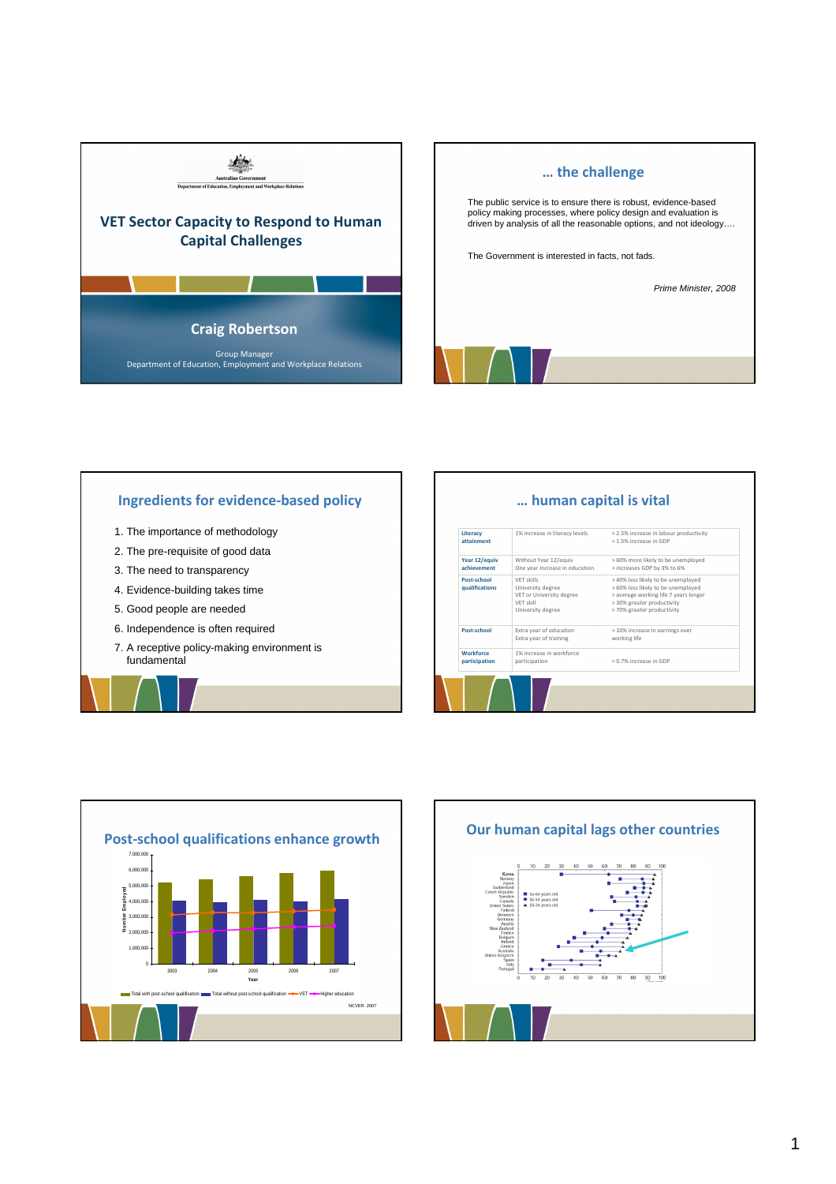Australian Government

Department of Education, Employment and Workplace Relations

# VET Sector Capacity to Respond to Human Capital Challenges

**Craig Robertson**

Group Manager
Department of Education, Employment and Workplace Relations

---

## … the challenge

The public service is to ensure there is robust, evidence-based policy making processes, where policy design and evaluation is driven by analysis of all the reasonable options, and not ideology….

The Government is interested in facts, not fads.

*Prime Minister, 2008*

---

## Ingredients for evidence-based policy

1. The importance of methodology
2. The pre-requisite of good data
3. The need to transparency
4. Evidence-building takes time
5. Good people are needed
6. Independence is often required
7. A receptive policy-making environment is fundamental

---

## … human capital is vital

| | | |
|---|---|---|
| Literacy attainment | 1% increase in literacy levels | > 2.5% increase in labour productivity<br>> 1.5% increase in GDP |
| Year 12/equiv achievement | Without Year 12/equiv<br>One year increase in education | > 60% more likely to be unemployed<br>> increases GDP by 3% to 6% |
| Post-school qualifications | VET skills<br>University degree<br>VET or University degree<br>VET skill<br>University degree | > 40% less likely to be unemployed<br>> 60% less likely to be unemployed<br>> average working life 7 years longer<br>> 30% greater productivity<br>> 70% greater productivity |
| Post-school | Extra year of education<br>Extra year of training | > 10% increase in earnings over working life |
| Workforce participation | 1% increase in workforce participation | > 0.7% increase in GDP |

---

## Post-school qualifications enhance growth

NCVER, 2007

---

## Our human capital lags other countries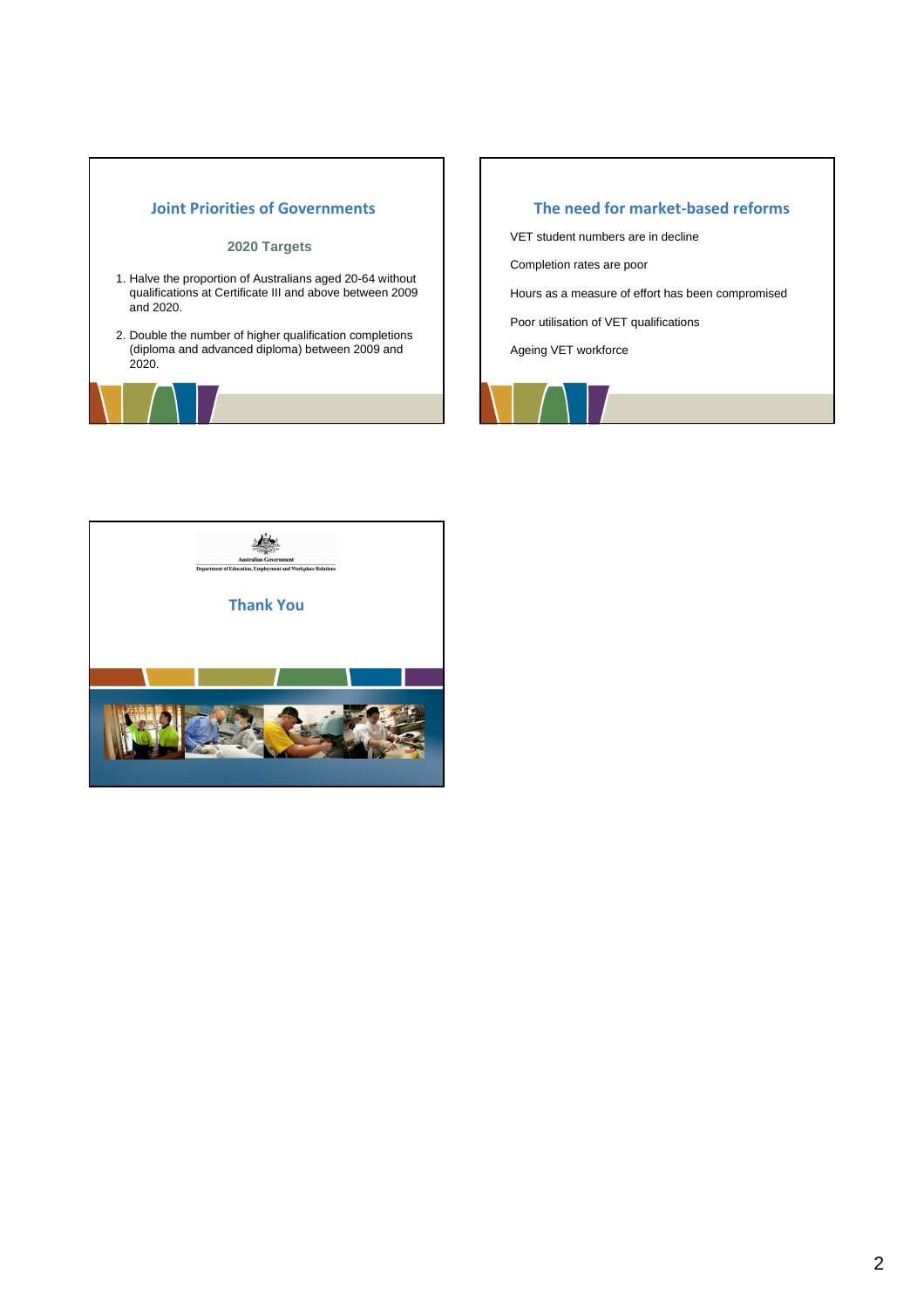## Joint Priorities of Governments

### 2020 Targets

1. Halve the proportion of Australians aged 20-64 without qualifications at Certificate III and above between 2009 and 2020.
2. Double the number of higher qualification completions (diploma and advanced diploma) between 2009 and 2020.

## The need for market-based reforms

VET student numbers are in decline

Completion rates are poor

Hours as a measure of effort has been compromised

Poor utilisation of VET qualifications

Ageing VET workforce

Australian Government

Department of Education, Employment and Workplace Relations

## Thank You